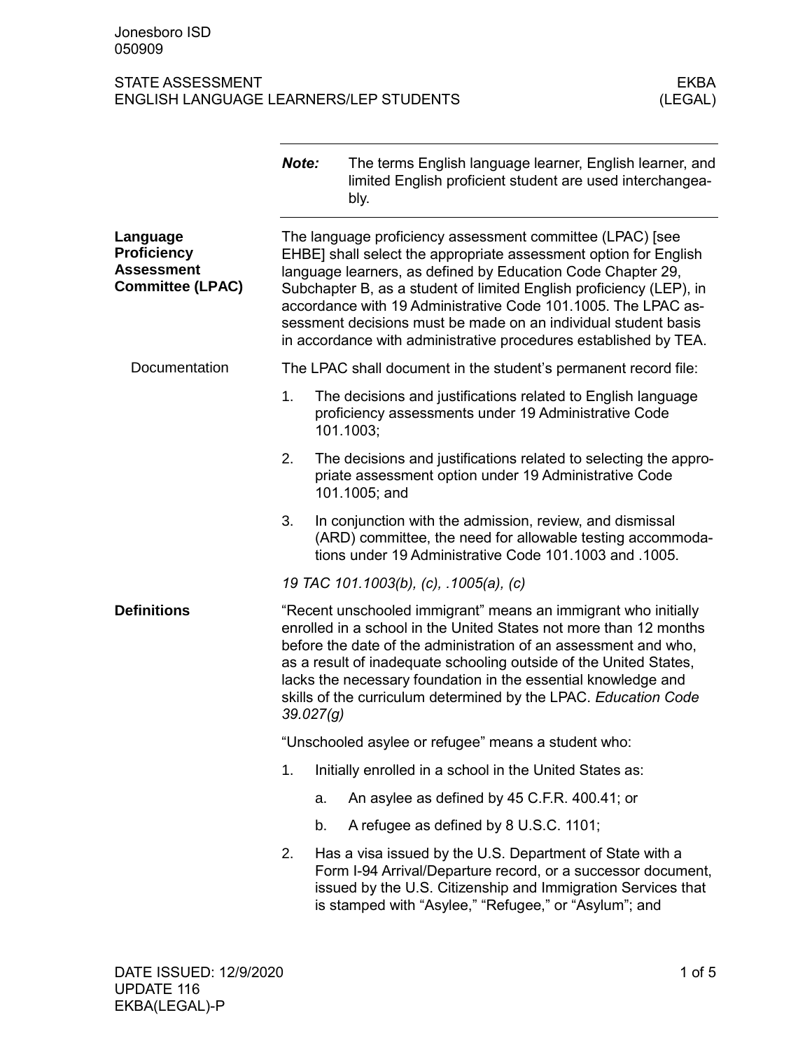Jonesboro ISD
050909

STATE ASSESSMENT
ENGLISH LANGUAGE LEARNERS/LEP STUDENTS

EKBA
(LEGAL)

***Note:*** The terms English language learner, English learner, and limited English proficient student are used interchangeably.

## Language Proficiency Assessment Committee (LPAC)

The language proficiency assessment committee (LPAC) [see EHBE] shall select the appropriate assessment option for English language learners, as defined by Education Code Chapter 29, Subchapter B, as a student of limited English proficiency (LEP), in accordance with 19 Administrative Code 101.1005. The LPAC assessment decisions must be made on an individual student basis in accordance with administrative procedures established by TEA.

### Documentation

The LPAC shall document in the student's permanent record file:

1. The decisions and justifications related to English language proficiency assessments under 19 Administrative Code 101.1003;
2. The decisions and justifications related to selecting the appropriate assessment option under 19 Administrative Code 101.1005; and
3. In conjunction with the admission, review, and dismissal (ARD) committee, the need for allowable testing accommodations under 19 Administrative Code 101.1003 and .1005.

*19 TAC 101.1003(b), (c), .1005(a), (c)*

## Definitions

"Recent unschooled immigrant" means an immigrant who initially enrolled in a school in the United States not more than 12 months before the date of the administration of an assessment and who, as a result of inadequate schooling outside of the United States, lacks the necessary foundation in the essential knowledge and skills of the curriculum determined by the LPAC. *Education Code 39.027(g)*

"Unschooled asylee or refugee" means a student who:

1. Initially enrolled in a school in the United States as:
   a. An asylee as defined by 45 C.F.R. 400.41; or
   b. A refugee as defined by 8 U.S.C. 1101;
2. Has a visa issued by the U.S. Department of State with a Form I-94 Arrival/Departure record, or a successor document, issued by the U.S. Citizenship and Immigration Services that is stamped with "Asylee," "Refugee," or "Asylum"; and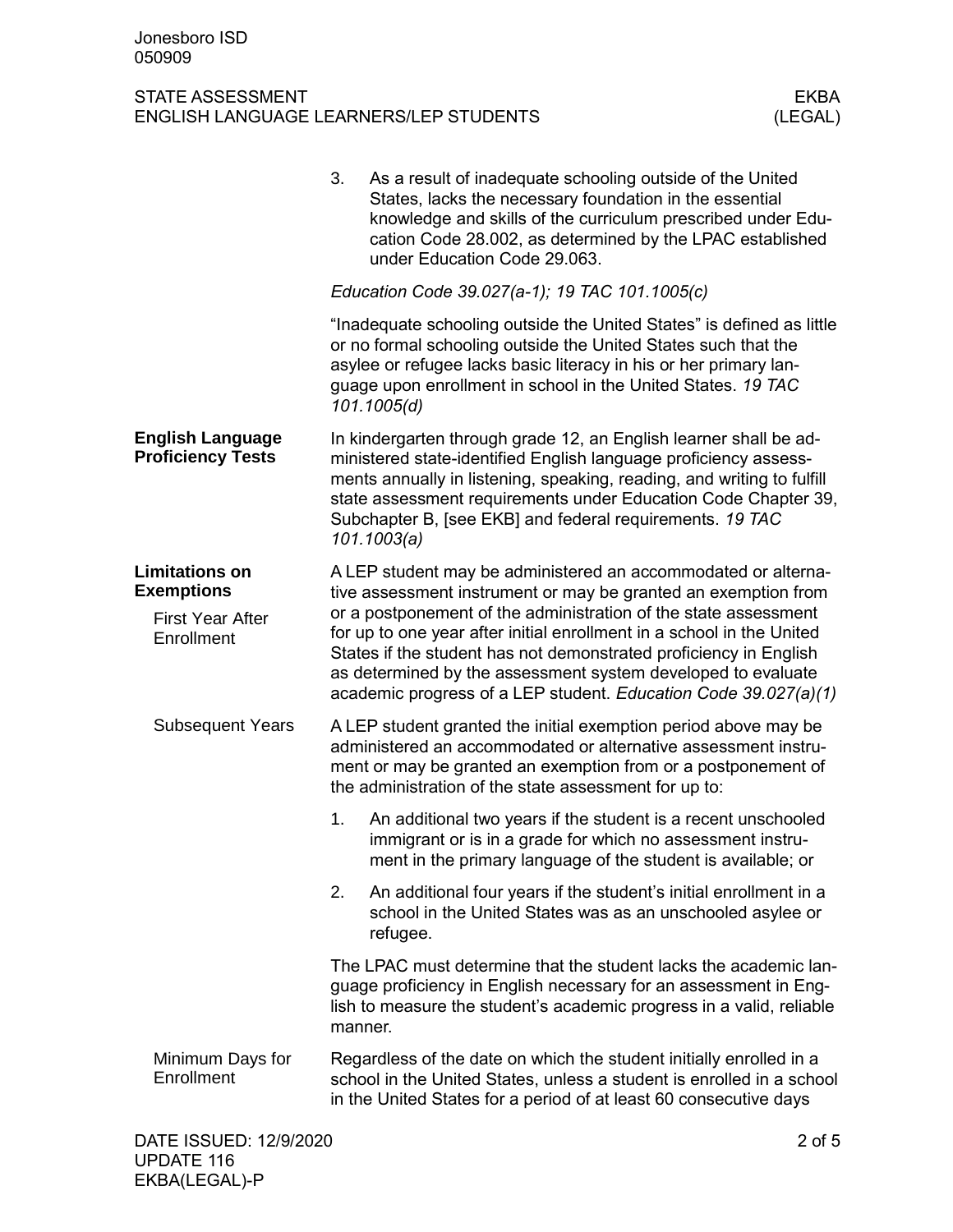3. As a result of inadequate schooling outside of the United States, lacks the necessary foundation in the essential knowledge and skills of the curriculum prescribed under Education Code 28.002, as determined by the LPAC established under Education Code 29.063.

*Education Code 39.027(a-1); 19 TAC 101.1005(c)*

"Inadequate schooling outside the United States" is defined as little or no formal schooling outside the United States such that the asylee or refugee lacks basic literacy in his or her primary language upon enrollment in school in the United States. *19 TAC 101.1005(d)*

## English Language Proficiency Tests

In kindergarten through grade 12, an English learner shall be administered state-identified English language proficiency assessments annually in listening, speaking, reading, and writing to fulfill state assessment requirements under Education Code Chapter 39, Subchapter B, [see EKB] and federal requirements. *19 TAC 101.1003(a)*

## Limitations on Exemptions

### First Year After Enrollment

A LEP student may be administered an accommodated or alternative assessment instrument or may be granted an exemption from or a postponement of the administration of the state assessment for up to one year after initial enrollment in a school in the United States if the student has not demonstrated proficiency in English as determined by the assessment system developed to evaluate academic progress of a LEP student. *Education Code 39.027(a)(1)*

### Subsequent Years

A LEP student granted the initial exemption period above may be administered an accommodated or alternative assessment instrument or may be granted an exemption from or a postponement of the administration of the state assessment for up to:

1. An additional two years if the student is a recent unschooled immigrant or is in a grade for which no assessment instrument in the primary language of the student is available; or
2. An additional four years if the student's initial enrollment in a school in the United States was as an unschooled asylee or refugee.

The LPAC must determine that the student lacks the academic language proficiency in English necessary for an assessment in English to measure the student's academic progress in a valid, reliable manner.

### Minimum Days for Enrollment

Regardless of the date on which the student initially enrolled in a school in the United States, unless a student is enrolled in a school in the United States for a period of at least 60 consecutive days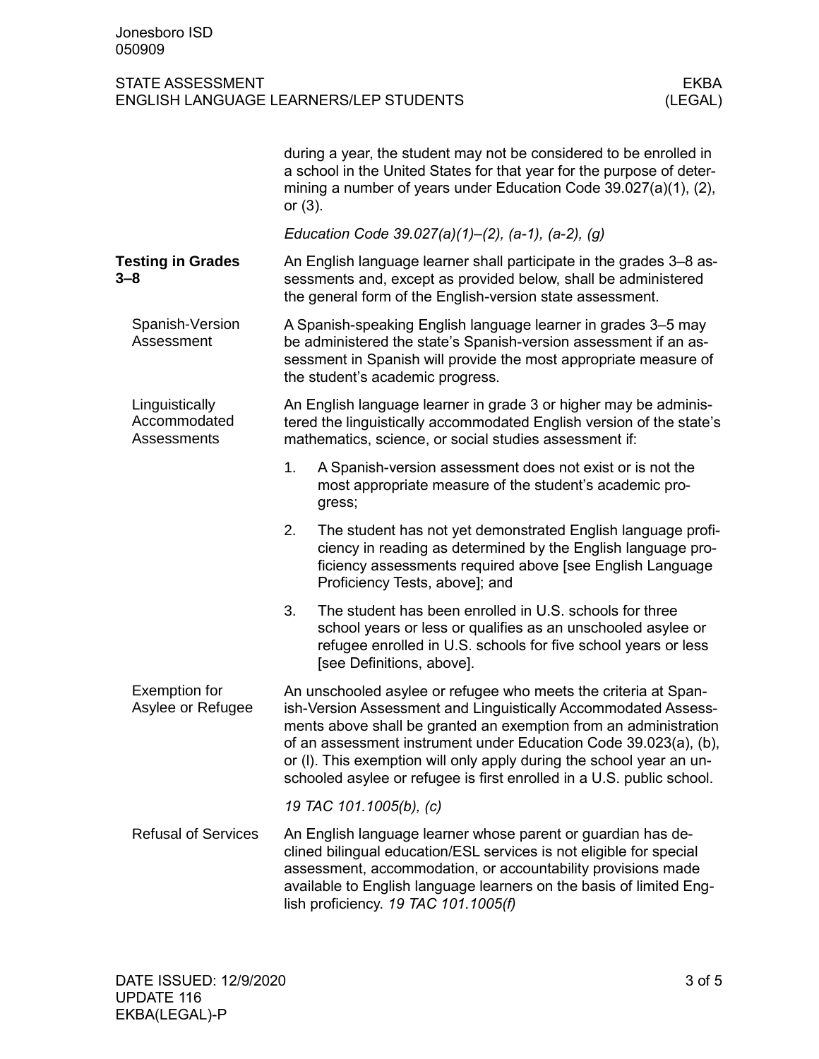during a year, the student may not be considered to be enrolled in a school in the United States for that year for the purpose of determining a number of years under Education Code 39.027(a)(1), (2), or (3).

*Education Code 39.027(a)(1)–(2), (a-1), (a-2), (g)*

## Testing in Grades 3–8

An English language learner shall participate in the grades 3–8 assessments and, except as provided below, shall be administered the general form of the English-version state assessment.

### Spanish-Version Assessment

A Spanish-speaking English language learner in grades 3–5 may be administered the state's Spanish-version assessment if an assessment in Spanish will provide the most appropriate measure of the student's academic progress.

### Linguistically Accommodated Assessments

An English language learner in grade 3 or higher may be administered the linguistically accommodated English version of the state's mathematics, science, or social studies assessment if:

1. A Spanish-version assessment does not exist or is not the most appropriate measure of the student's academic progress;
2. The student has not yet demonstrated English language proficiency in reading as determined by the English language proficiency assessments required above [see English Language Proficiency Tests, above]; and
3. The student has been enrolled in U.S. schools for three school years or less or qualifies as an unschooled asylee or refugee enrolled in U.S. schools for five school years or less [see Definitions, above].

### Exemption for Asylee or Refugee

An unschooled asylee or refugee who meets the criteria at Spanish-Version Assessment and Linguistically Accommodated Assessments above shall be granted an exemption from an administration of an assessment instrument under Education Code 39.023(a), (b), or (l). This exemption will only apply during the school year an unschooled asylee or refugee is first enrolled in a U.S. public school.

*19 TAC 101.1005(b), (c)*

### Refusal of Services

An English language learner whose parent or guardian has declined bilingual education/ESL services is not eligible for special assessment, accommodation, or accountability provisions made available to English language learners on the basis of limited English proficiency. *19 TAC 101.1005(f)*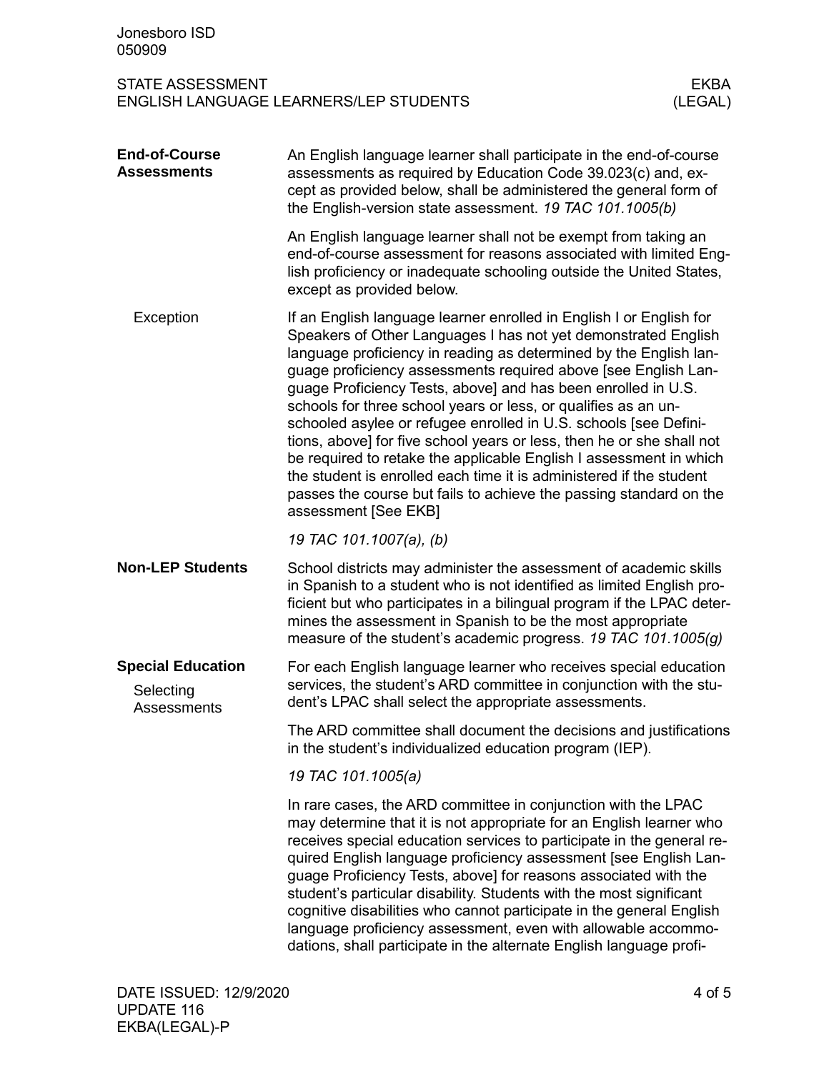## End-of-Course Assessments

An English language learner shall participate in the end-of-course assessments as required by Education Code 39.023(c) and, except as provided below, shall be administered the general form of the English-version state assessment. *19 TAC 101.1005(b)*

An English language learner shall not be exempt from taking an end-of-course assessment for reasons associated with limited English proficiency or inadequate schooling outside the United States, except as provided below.

### Exception

If an English language learner enrolled in English I or English for Speakers of Other Languages I has not yet demonstrated English language proficiency in reading as determined by the English language proficiency assessments required above [see English Language Proficiency Tests, above] and has been enrolled in U.S. schools for three school years or less, or qualifies as an unschooled asylee or refugee enrolled in U.S. schools [see Definitions, above] for five school years or less, then he or she shall not be required to retake the applicable English I assessment in which the student is enrolled each time it is administered if the student passes the course but fails to achieve the passing standard on the assessment [See EKB]

*19 TAC 101.1007(a), (b)*

## Non-LEP Students

School districts may administer the assessment of academic skills in Spanish to a student who is not identified as limited English proficient but who participates in a bilingual program if the LPAC determines the assessment in Spanish to be the most appropriate measure of the student's academic progress. *19 TAC 101.1005(g)*

## Special Education

### Selecting Assessments

For each English language learner who receives special education services, the student's ARD committee in conjunction with the student's LPAC shall select the appropriate assessments.

The ARD committee shall document the decisions and justifications in the student's individualized education program (IEP).

*19 TAC 101.1005(a)*

In rare cases, the ARD committee in conjunction with the LPAC may determine that it is not appropriate for an English learner who receives special education services to participate in the general required English language proficiency assessment [see English Language Proficiency Tests, above] for reasons associated with the student's particular disability. Students with the most significant cognitive disabilities who cannot participate in the general English language proficiency assessment, even with allowable accommodations, shall participate in the alternate English language profi-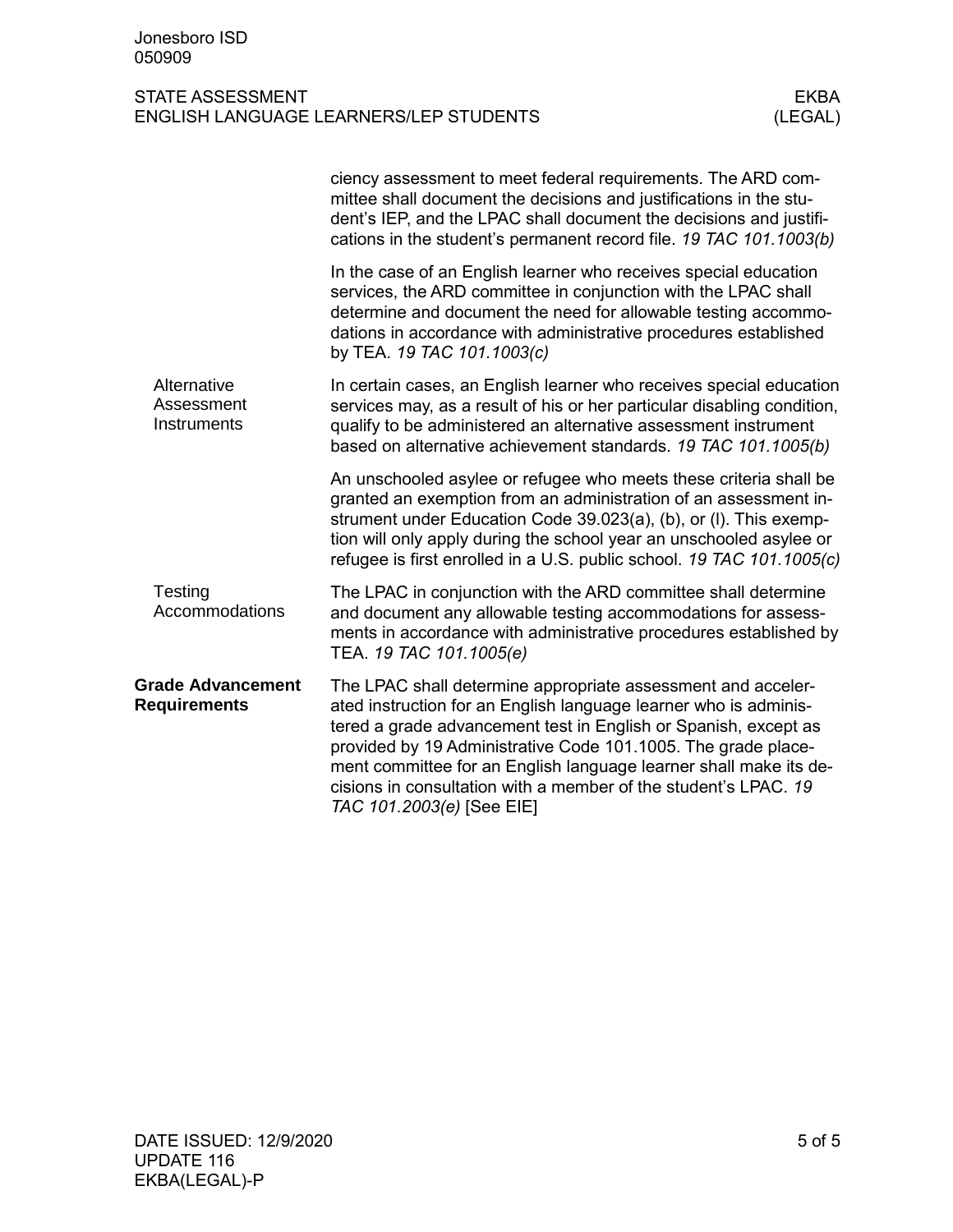ciency assessment to meet federal requirements. The ARD committee shall document the decisions and justifications in the student's IEP, and the LPAC shall document the decisions and justifications in the student's permanent record file. *19 TAC 101.1003(b)*

In the case of an English learner who receives special education services, the ARD committee in conjunction with the LPAC shall determine and document the need for allowable testing accommodations in accordance with administrative procedures established by TEA. *19 TAC 101.1003(c)*

### Alternative Assessment Instruments

In certain cases, an English learner who receives special education services may, as a result of his or her particular disabling condition, qualify to be administered an alternative assessment instrument based on alternative achievement standards. *19 TAC 101.1005(b)*

An unschooled asylee or refugee who meets these criteria shall be granted an exemption from an administration of an assessment instrument under Education Code 39.023(a), (b), or (l). This exemption will only apply during the school year an unschooled asylee or refugee is first enrolled in a U.S. public school. *19 TAC 101.1005(c)*

### Testing Accommodations

The LPAC in conjunction with the ARD committee shall determine and document any allowable testing accommodations for assessments in accordance with administrative procedures established by TEA. *19 TAC 101.1005(e)*

## Grade Advancement Requirements

The LPAC shall determine appropriate assessment and accelerated instruction for an English language learner who is administered a grade advancement test in English or Spanish, except as provided by 19 Administrative Code 101.1005. The grade placement committee for an English language learner shall make its decisions in consultation with a member of the student's LPAC. *19 TAC 101.2003(e)* [See EIE]

DATE ISSUED: 12/9/2020
UPDATE 116
EKBA(LEGAL)-P